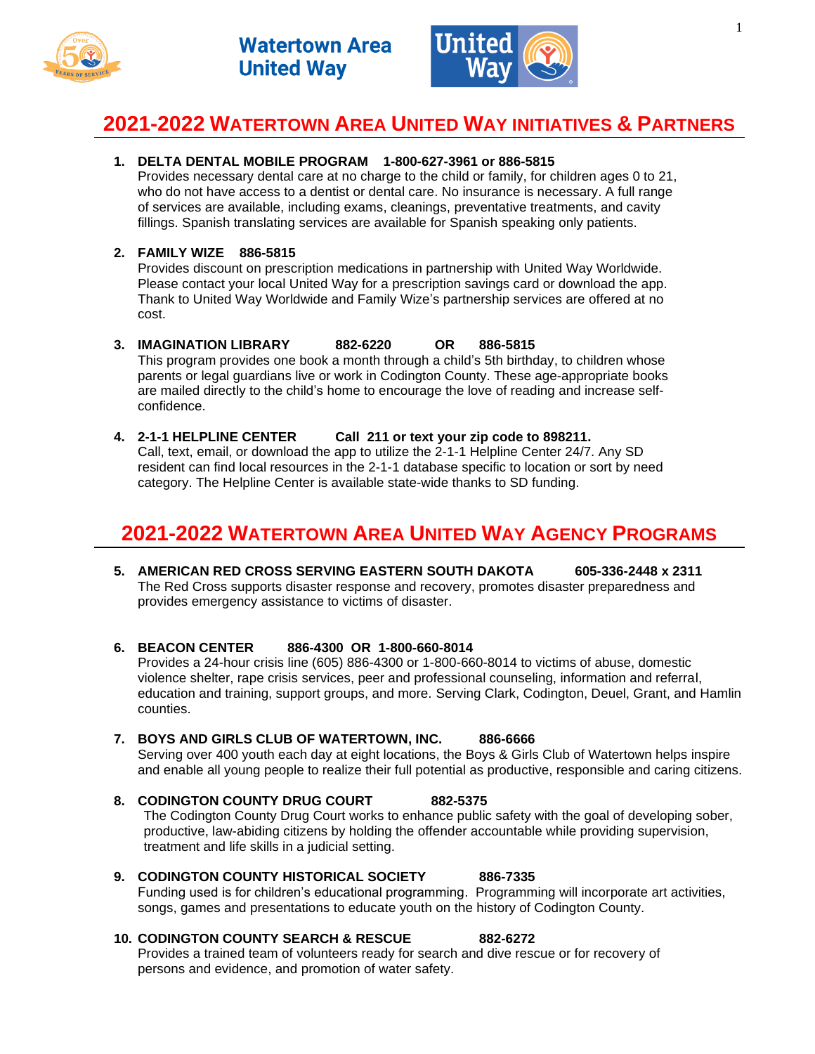Watertown Area United Way

# 2021-2022 WATERTOWN AREA UNITED WAY INITIATIVES & PARTNERS

1. **DELTA DENTAL MOBILE PROGRAM 1-800-627-3961 or 886-5815**
   Provides necessary dental care at no charge to the child or family, for children ages 0 to 21, who do not have access to a dentist or dental care. No insurance is necessary. A full range of services are available, including exams, cleanings, preventative treatments, and cavity fillings. Spanish translating services are available for Spanish speaking only patients.

2. **FAMILY WIZE 886-5815**
   Provides discount on prescription medications in partnership with United Way Worldwide. Please contact your local United Way for a prescription savings card or download the app. Thank to United Way Worldwide and Family Wize's partnership services are offered at no cost.

3. **IMAGINATION LIBRARY 882-6220 OR 886-5815**
   This program provides one book a month through a child's 5th birthday, to children whose parents or legal guardians live or work in Codington County. These age-appropriate books are mailed directly to the child's home to encourage the love of reading and increase self-confidence.

4. **2-1-1 HELPLINE CENTER Call 211 or text your zip code to 898211.**
   Call, text, email, or download the app to utilize the 2-1-1 Helpline Center 24/7. Any SD resident can find local resources in the 2-1-1 database specific to location or sort by need category. The Helpline Center is available state-wide thanks to SD funding.

# 2021-2022 WATERTOWN AREA UNITED WAY AGENCY PROGRAMS

5. **AMERICAN RED CROSS SERVING EASTERN SOUTH DAKOTA 605-336-2448 x 2311**
   The Red Cross supports disaster response and recovery, promotes disaster preparedness and provides emergency assistance to victims of disaster.

6. **BEACON CENTER 886-4300 OR 1-800-660-8014**
   Provides a 24-hour crisis line (605) 886-4300 or 1-800-660-8014 to victims of abuse, domestic violence shelter, rape crisis services, peer and professional counseling, information and referral, education and training, support groups, and more. Serving Clark, Codington, Deuel, Grant, and Hamlin counties.

7. **BOYS AND GIRLS CLUB OF WATERTOWN, INC. 886-6666**
   Serving over 400 youth each day at eight locations, the Boys & Girls Club of Watertown helps inspire and enable all young people to realize their full potential as productive, responsible and caring citizens.

8. **CODINGTON COUNTY DRUG COURT 882-5375**
   The Codington County Drug Court works to enhance public safety with the goal of developing sober, productive, law-abiding citizens by holding the offender accountable while providing supervision, treatment and life skills in a judicial setting.

9. **CODINGTON COUNTY HISTORICAL SOCIETY 886-7335**
   Funding used is for children's educational programming. Programming will incorporate art activities, songs, games and presentations to educate youth on the history of Codington County.

10. **CODINGTON COUNTY SEARCH & RESCUE 882-6272**
    Provides a trained team of volunteers ready for search and dive rescue or for recovery of persons and evidence, and promotion of water safety.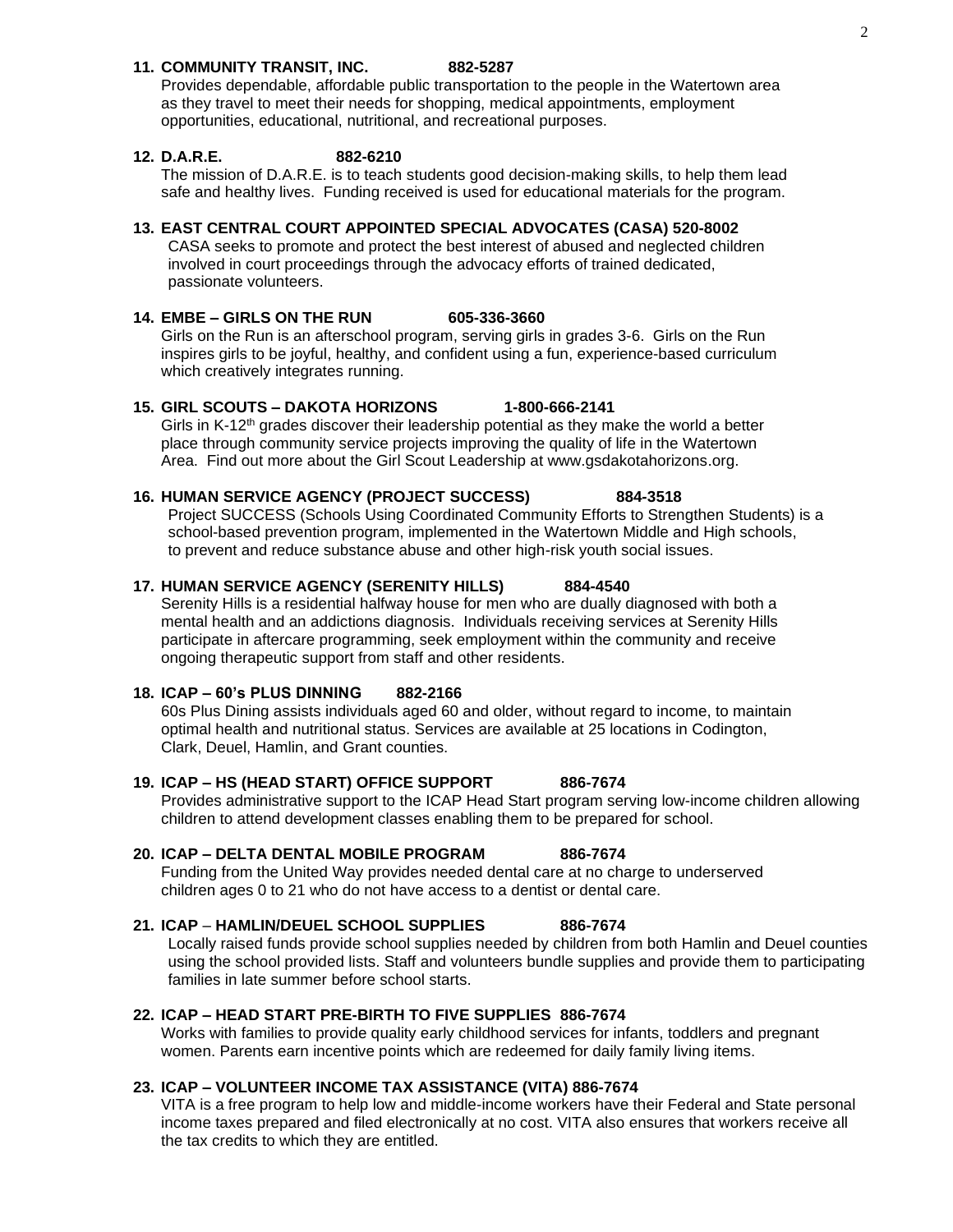**11. COMMUNITY TRANSIT, INC. 882-5287**
Provides dependable, affordable public transportation to the people in the Watertown area as they travel to meet their needs for shopping, medical appointments, employment opportunities, educational, nutritional, and recreational purposes.

**12. D.A.R.E. 882-6210**
The mission of D.A.R.E. is to teach students good decision-making skills, to help them lead safe and healthy lives. Funding received is used for educational materials for the program.

**13. EAST CENTRAL COURT APPOINTED SPECIAL ADVOCATES (CASA) 520-8002**
CASA seeks to promote and protect the best interest of abused and neglected children involved in court proceedings through the advocacy efforts of trained dedicated, passionate volunteers.

**14. EMBE – GIRLS ON THE RUN 605-336-3660**
Girls on the Run is an afterschool program, serving girls in grades 3-6. Girls on the Run inspires girls to be joyful, healthy, and confident using a fun, experience-based curriculum which creatively integrates running.

**15. GIRL SCOUTS – DAKOTA HORIZONS 1-800-666-2141**
Girls in K-12th grades discover their leadership potential as they make the world a better place through community service projects improving the quality of life in the Watertown Area. Find out more about the Girl Scout Leadership at www.gsdakotahorizons.org.

**16. HUMAN SERVICE AGENCY (PROJECT SUCCESS) 884-3518**
Project SUCCESS (Schools Using Coordinated Community Efforts to Strengthen Students) is a school-based prevention program, implemented in the Watertown Middle and High schools, to prevent and reduce substance abuse and other high-risk youth social issues.

**17. HUMAN SERVICE AGENCY (SERENITY HILLS) 884-4540**
Serenity Hills is a residential halfway house for men who are dually diagnosed with both a mental health and an addictions diagnosis. Individuals receiving services at Serenity Hills participate in aftercare programming, seek employment within the community and receive ongoing therapeutic support from staff and other residents.

**18. ICAP – 60's PLUS DINNING 882-2166**
60s Plus Dining assists individuals aged 60 and older, without regard to income, to maintain optimal health and nutritional status. Services are available at 25 locations in Codington, Clark, Deuel, Hamlin, and Grant counties.

**19. ICAP – HS (HEAD START) OFFICE SUPPORT 886-7674**
Provides administrative support to the ICAP Head Start program serving low-income children allowing children to attend development classes enabling them to be prepared for school.

**20. ICAP – DELTA DENTAL MOBILE PROGRAM 886-7674**
Funding from the United Way provides needed dental care at no charge to underserved children ages 0 to 21 who do not have access to a dentist or dental care.

**21. ICAP – HAMLIN/DEUEL SCHOOL SUPPLIES 886-7674**
Locally raised funds provide school supplies needed by children from both Hamlin and Deuel counties using the school provided lists. Staff and volunteers bundle supplies and provide them to participating families in late summer before school starts.

**22. ICAP – HEAD START PRE-BIRTH TO FIVE SUPPLIES 886-7674**
Works with families to provide quality early childhood services for infants, toddlers and pregnant women. Parents earn incentive points which are redeemed for daily family living items.

**23. ICAP – VOLUNTEER INCOME TAX ASSISTANCE (VITA) 886-7674**
VITA is a free program to help low and middle-income workers have their Federal and State personal income taxes prepared and filed electronically at no cost. VITA also ensures that workers receive all the tax credits to which they are entitled.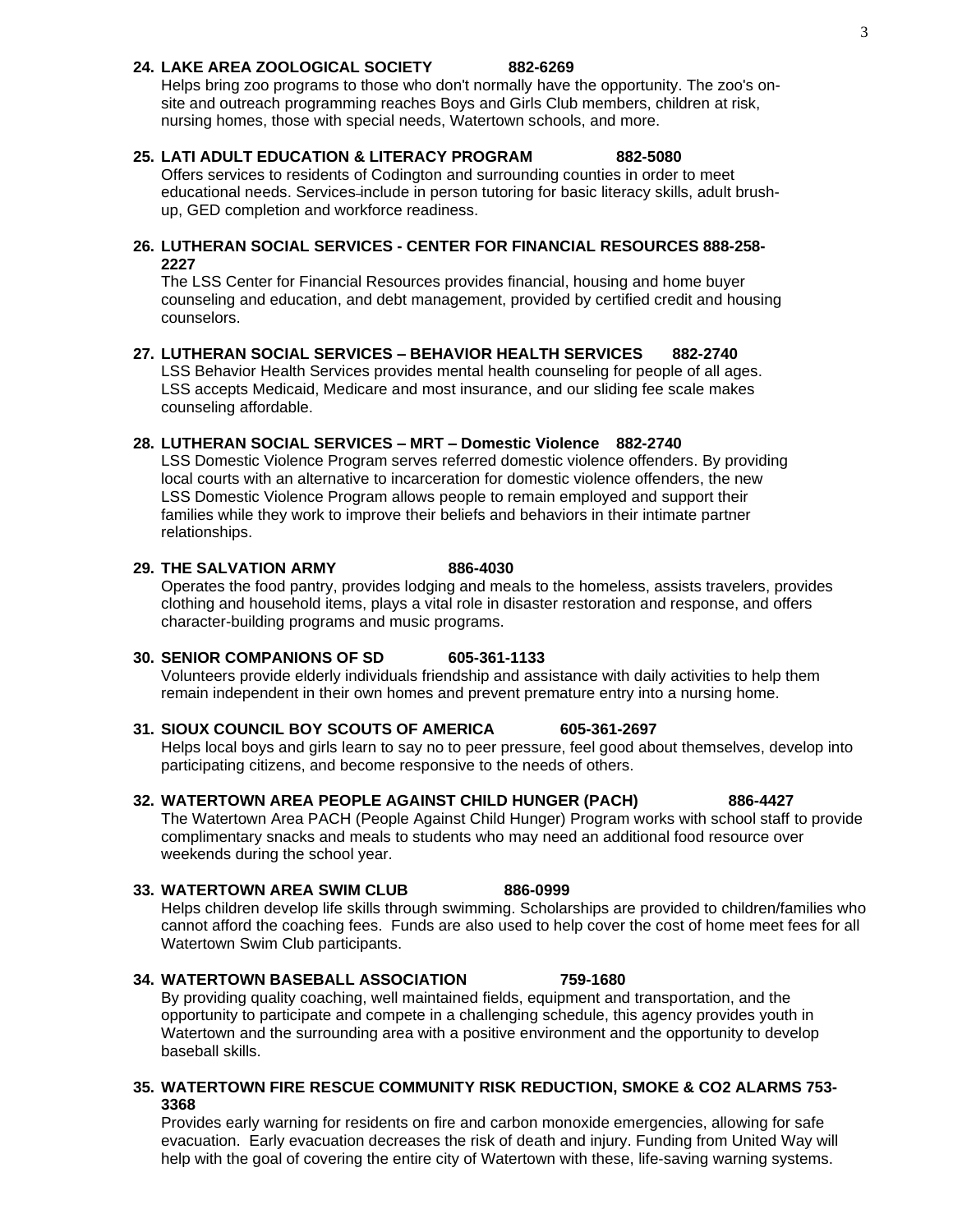**24. LAKE AREA ZOOLOGICAL SOCIETY 882-6269**

Helps bring zoo programs to those who don't normally have the opportunity. The zoo's on-site and outreach programming reaches Boys and Girls Club members, children at risk, nursing homes, those with special needs, Watertown schools, and more.

**25. LATI ADULT EDUCATION & LITERACY PROGRAM 882-5080**

Offers services to residents of Codington and surrounding counties in order to meet educational needs. Services include in person tutoring for basic literacy skills, adult brush-up, GED completion and workforce readiness.

**26. LUTHERAN SOCIAL SERVICES - CENTER FOR FINANCIAL RESOURCES 888-258-2227**

The LSS Center for Financial Resources provides financial, housing and home buyer counseling and education, and debt management, provided by certified credit and housing counselors.

**27. LUTHERAN SOCIAL SERVICES – BEHAVIOR HEALTH SERVICES 882-2740**

LSS Behavior Health Services provides mental health counseling for people of all ages. LSS accepts Medicaid, Medicare and most insurance, and our sliding fee scale makes counseling affordable.

**28. LUTHERAN SOCIAL SERVICES – MRT – Domestic Violence 882-2740**

LSS Domestic Violence Program serves referred domestic violence offenders. By providing local courts with an alternative to incarceration for domestic violence offenders, the new LSS Domestic Violence Program allows people to remain employed and support their families while they work to improve their beliefs and behaviors in their intimate partner relationships.

**29. THE SALVATION ARMY 886-4030**

Operates the food pantry, provides lodging and meals to the homeless, assists travelers, provides clothing and household items, plays a vital role in disaster restoration and response, and offers character-building programs and music programs.

**30. SENIOR COMPANIONS OF SD 605-361-1133**

Volunteers provide elderly individuals friendship and assistance with daily activities to help them remain independent in their own homes and prevent premature entry into a nursing home.

**31. SIOUX COUNCIL BOY SCOUTS OF AMERICA 605-361-2697**

Helps local boys and girls learn to say no to peer pressure, feel good about themselves, develop into participating citizens, and become responsive to the needs of others.

**32. WATERTOWN AREA PEOPLE AGAINST CHILD HUNGER (PACH) 886-4427**

The Watertown Area PACH (People Against Child Hunger) Program works with school staff to provide complimentary snacks and meals to students who may need an additional food resource over weekends during the school year.

**33. WATERTOWN AREA SWIM CLUB 886-0999**

Helps children develop life skills through swimming. Scholarships are provided to children/families who cannot afford the coaching fees. Funds are also used to help cover the cost of home meet fees for all Watertown Swim Club participants.

**34. WATERTOWN BASEBALL ASSOCIATION 759-1680**

By providing quality coaching, well maintained fields, equipment and transportation, and the opportunity to participate and compete in a challenging schedule, this agency provides youth in Watertown and the surrounding area with a positive environment and the opportunity to develop baseball skills.

**35. WATERTOWN FIRE RESCUE COMMUNITY RISK REDUCTION, SMOKE & CO2 ALARMS 753-3368**

Provides early warning for residents on fire and carbon monoxide emergencies, allowing for safe evacuation. Early evacuation decreases the risk of death and injury. Funding from United Way will help with the goal of covering the entire city of Watertown with these, life-saving warning systems.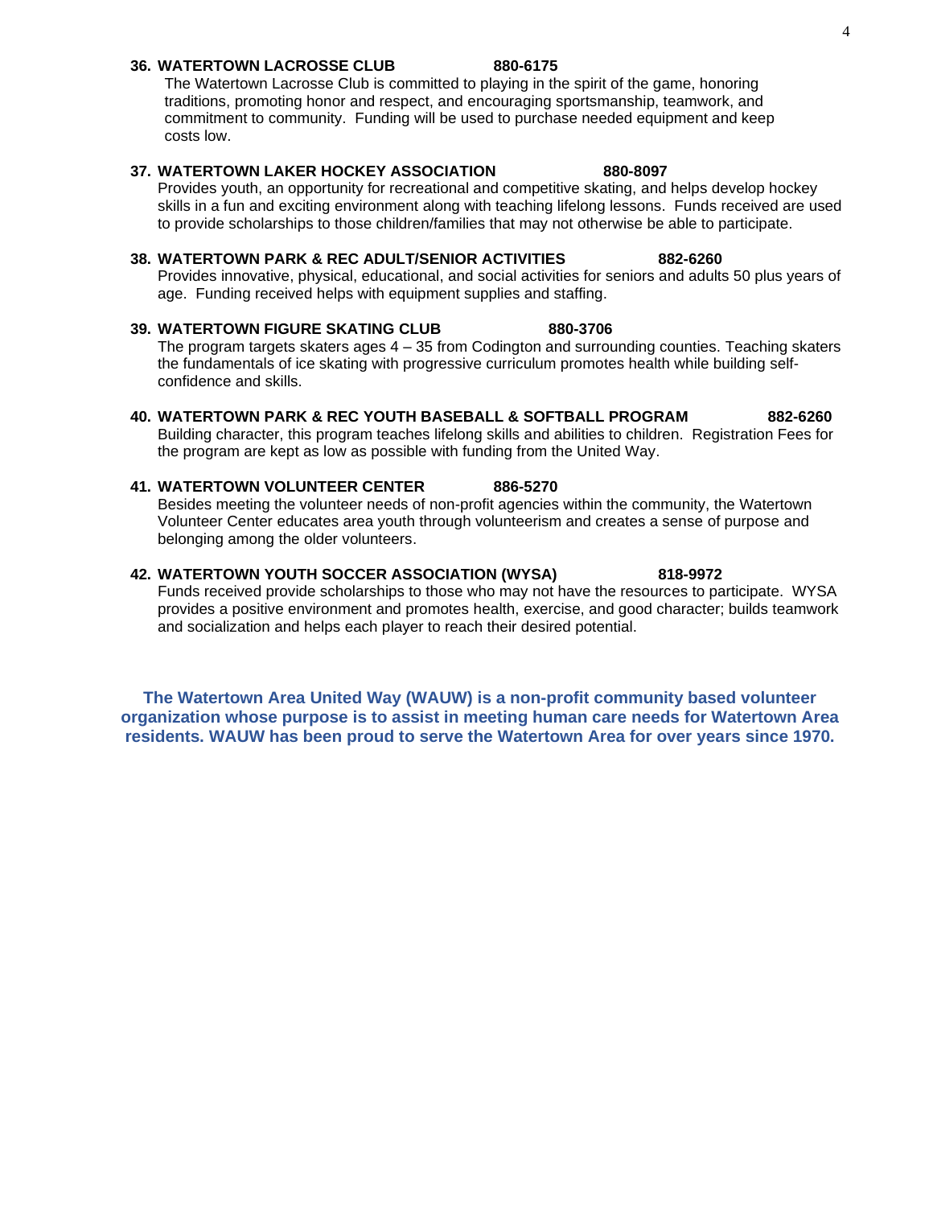**36. WATERTOWN LACROSSE CLUB 880-6175**

The Watertown Lacrosse Club is committed to playing in the spirit of the game, honoring traditions, promoting honor and respect, and encouraging sportsmanship, teamwork, and commitment to community. Funding will be used to purchase needed equipment and keep costs low.

**37. WATERTOWN LAKER HOCKEY ASSOCIATION 880-8097**

Provides youth, an opportunity for recreational and competitive skating, and helps develop hockey skills in a fun and exciting environment along with teaching lifelong lessons. Funds received are used to provide scholarships to those children/families that may not otherwise be able to participate.

**38. WATERTOWN PARK & REC ADULT/SENIOR ACTIVITIES 882-6260**

Provides innovative, physical, educational, and social activities for seniors and adults 50 plus years of age. Funding received helps with equipment supplies and staffing.

**39. WATERTOWN FIGURE SKATING CLUB 880-3706**

The program targets skaters ages 4 – 35 from Codington and surrounding counties. Teaching skaters the fundamentals of ice skating with progressive curriculum promotes health while building self-confidence and skills.

**40. WATERTOWN PARK & REC YOUTH BASEBALL & SOFTBALL PROGRAM 882-6260**

Building character, this program teaches lifelong skills and abilities to children. Registration Fees for the program are kept as low as possible with funding from the United Way.

**41. WATERTOWN VOLUNTEER CENTER 886-5270**

Besides meeting the volunteer needs of non-profit agencies within the community, the Watertown Volunteer Center educates area youth through volunteerism and creates a sense of purpose and belonging among the older volunteers.

**42. WATERTOWN YOUTH SOCCER ASSOCIATION (WYSA) 818-9972**

Funds received provide scholarships to those who may not have the resources to participate. WYSA provides a positive environment and promotes health, exercise, and good character; builds teamwork and socialization and helps each player to reach their desired potential.

**The Watertown Area United Way (WAUW) is a non-profit community based volunteer organization whose purpose is to assist in meeting human care needs for Watertown Area residents. WAUW has been proud to serve the Watertown Area for over years since 1970.**